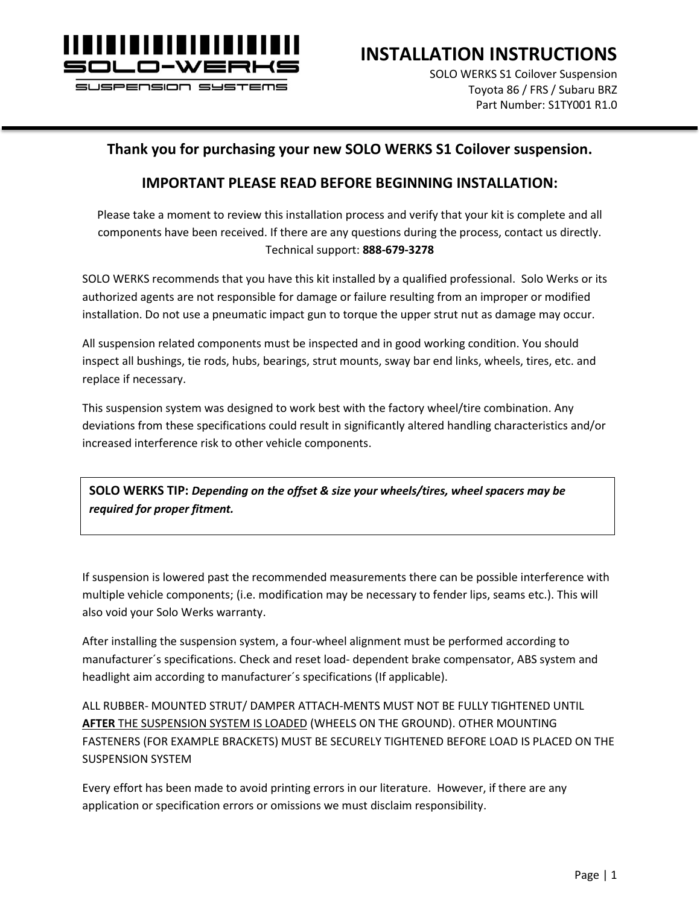SOLO-WERKS
SUSPENSION SYSTEMS

# INSTALLATION INSTRUCTIONS

SOLO WERKS S1 Coilover Suspension
Toyota 86 / FRS / Subaru BRZ
Part Number: S1TY001 R1.0

## Thank you for purchasing your new SOLO WERKS S1 Coilover suspension.

## IMPORTANT PLEASE READ BEFORE BEGINNING INSTALLATION:

Please take a moment to review this installation process and verify that your kit is complete and all components have been received. If there are any questions during the process, contact us directly. Technical support: **888-679-3278**

SOLO WERKS recommends that you have this kit installed by a qualified professional. Solo Werks or its authorized agents are not responsible for damage or failure resulting from an improper or modified installation. Do not use a pneumatic impact gun to torque the upper strut nut as damage may occur.

All suspension related components must be inspected and in good working condition. You should inspect all bushings, tie rods, hubs, bearings, strut mounts, sway bar end links, wheels, tires, etc. and replace if necessary.

This suspension system was designed to work best with the factory wheel/tire combination. Any deviations from these specifications could result in significantly altered handling characteristics and/or increased interference risk to other vehicle components.

> **SOLO WERKS TIP:** ***Depending on the offset & size your wheels/tires, wheel spacers may be required for proper fitment.***

If suspension is lowered past the recommended measurements there can be possible interference with multiple vehicle components; (i.e. modification may be necessary to fender lips, seams etc.). This will also void your Solo Werks warranty.

After installing the suspension system, a four-wheel alignment must be performed according to manufacturer´s specifications. Check and reset load- dependent brake compensator, ABS system and headlight aim according to manufacturer´s specifications (If applicable).

ALL RUBBER- MOUNTED STRUT/ DAMPER ATTACH-MENTS MUST NOT BE FULLY TIGHTENED UNTIL **AFTER** THE SUSPENSION SYSTEM IS LOADED (WHEELS ON THE GROUND). OTHER MOUNTING FASTENERS (FOR EXAMPLE BRACKETS) MUST BE SECURELY TIGHTENED BEFORE LOAD IS PLACED ON THE SUSPENSION SYSTEM

Every effort has been made to avoid printing errors in our literature. However, if there are any application or specification errors or omissions we must disclaim responsibility.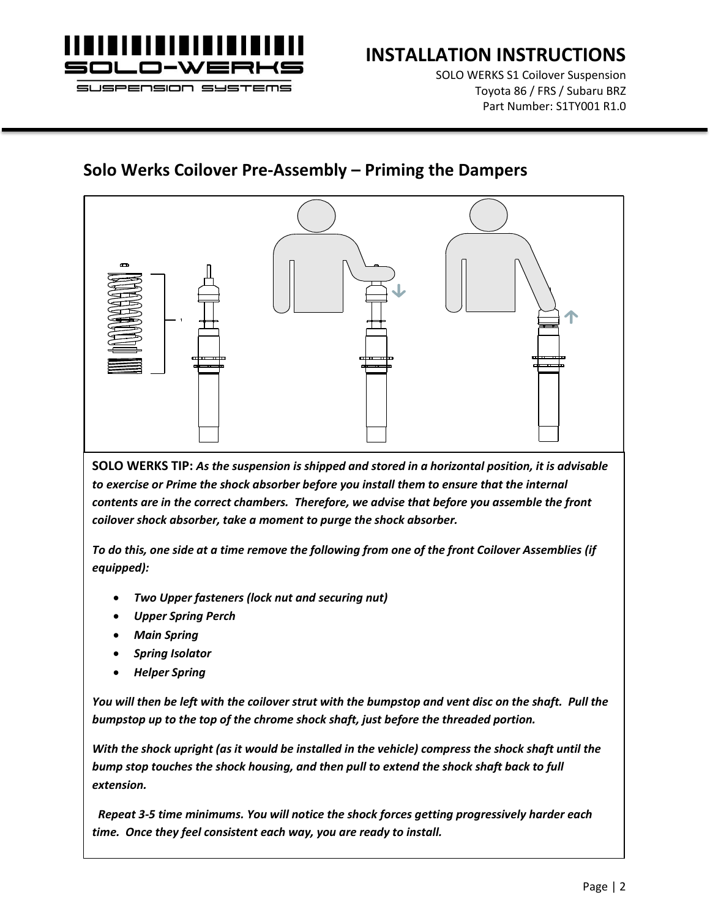## Solo Werks Coilover Pre-Assembly – Priming the Dampers

**SOLO WERKS TIP:** ***As the suspension is shipped and stored in a horizontal position, it is advisable to exercise or Prime the shock absorber before you install them to ensure that the internal contents are in the correct chambers. Therefore, we advise that before you assemble the front coilover shock absorber, take a moment to purge the shock absorber.***

***To do this, one side at a time remove the following from one of the front Coilover Assemblies (if equipped):***

- ***Two Upper fasteners (lock nut and securing nut)***
- ***Upper Spring Perch***
- ***Main Spring***
- ***Spring Isolator***
- ***Helper Spring***

***You will then be left with the coilover strut with the bumpstop and vent disc on the shaft. Pull the bumpstop up to the top of the chrome shock shaft, just before the threaded portion.***

***With the shock upright (as it would be installed in the vehicle) compress the shock shaft until the bump stop touches the shock housing, and then pull to extend the shock shaft back to full extension.***

***Repeat 3-5 time minimums. You will notice the shock forces getting progressively harder each time. Once they feel consistent each way, you are ready to install.***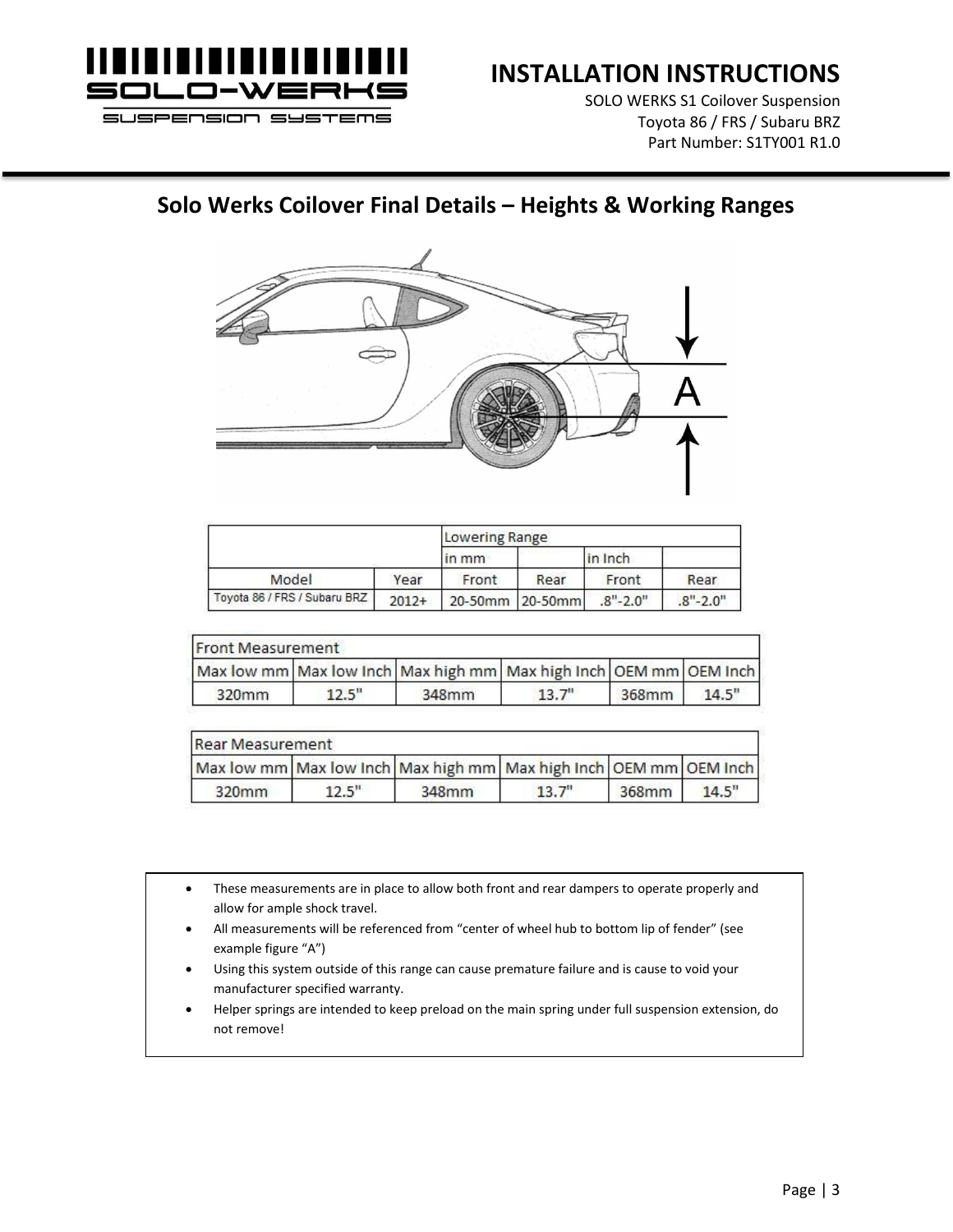## Solo Werks Coilover Final Details – Heights & Working Ranges

A

| | | Lowering Range | | | |
|---|---|---|---|---|---|
| | | in mm | | in Inch | |
| Model | Year | Front | Rear | Front | Rear |
| Toyota 86 / FRS / Subaru BRZ | 2012+ | 20-50mm | 20-50mm | .8"-2.0" | .8"-2.0" |

| Front Measurement | | | | | |
|---|---|---|---|---|---|
| Max low mm | Max low Inch | Max high mm | Max high Inch | OEM mm | OEM Inch |
| 320mm | 12.5" | 348mm | 13.7" | 368mm | 14.5" |

| Rear Measurement | | | | | |
|---|---|---|---|---|---|
| Max low mm | Max low Inch | Max high mm | Max high Inch | OEM mm | OEM Inch |
| 320mm | 12.5" | 348mm | 13.7" | 368mm | 14.5" |

- These measurements are in place to allow both front and rear dampers to operate properly and allow for ample shock travel.
- All measurements will be referenced from "center of wheel hub to bottom lip of fender" (see example figure "A")
- Using this system outside of this range can cause premature failure and is cause to void your manufacturer specified warranty.
- Helper springs are intended to keep preload on the main spring under full suspension extension, do not remove!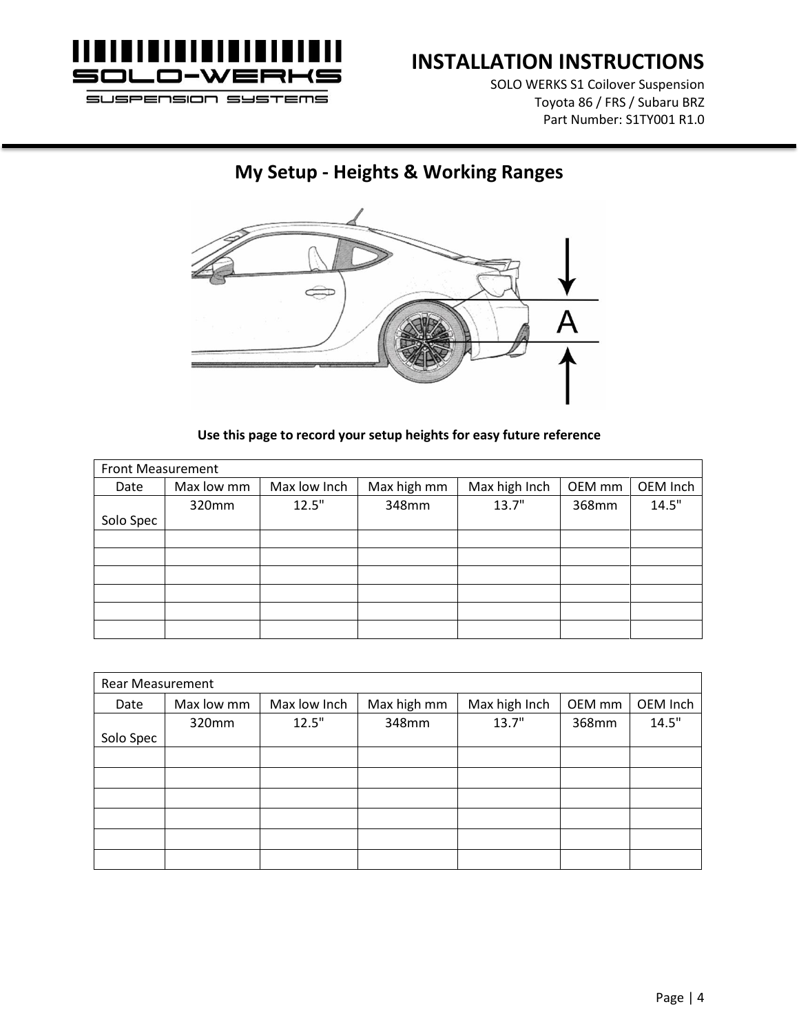# INSTALLATION INSTRUCTIONS

SOLO WERKS S1 Coilover Suspension
Toyota 86 / FRS / Subaru BRZ
Part Number: S1TY001 R1.0

## My Setup - Heights & Working Ranges

A

**Use this page to record your setup heights for easy future reference**

| Front Measurement | | | | | | |
|---|---|---|---|---|---|---|
| Date | Max low mm | Max low Inch | Max high mm | Max high Inch | OEM mm | OEM Inch |
| Solo Spec | 320mm | 12.5" | 348mm | 13.7" | 368mm | 14.5" |
| | | | | | | |
| | | | | | | |
| | | | | | | |
| | | | | | | |
| | | | | | | |
| | | | | | | |

| Rear Measurement | | | | | | |
|---|---|---|---|---|---|---|
| Date | Max low mm | Max low Inch | Max high mm | Max high Inch | OEM mm | OEM Inch |
| Solo Spec | 320mm | 12.5" | 348mm | 13.7" | 368mm | 14.5" |
| | | | | | | |
| | | | | | | |
| | | | | | | |
| | | | | | | |
| | | | | | | |
| | | | | | | |